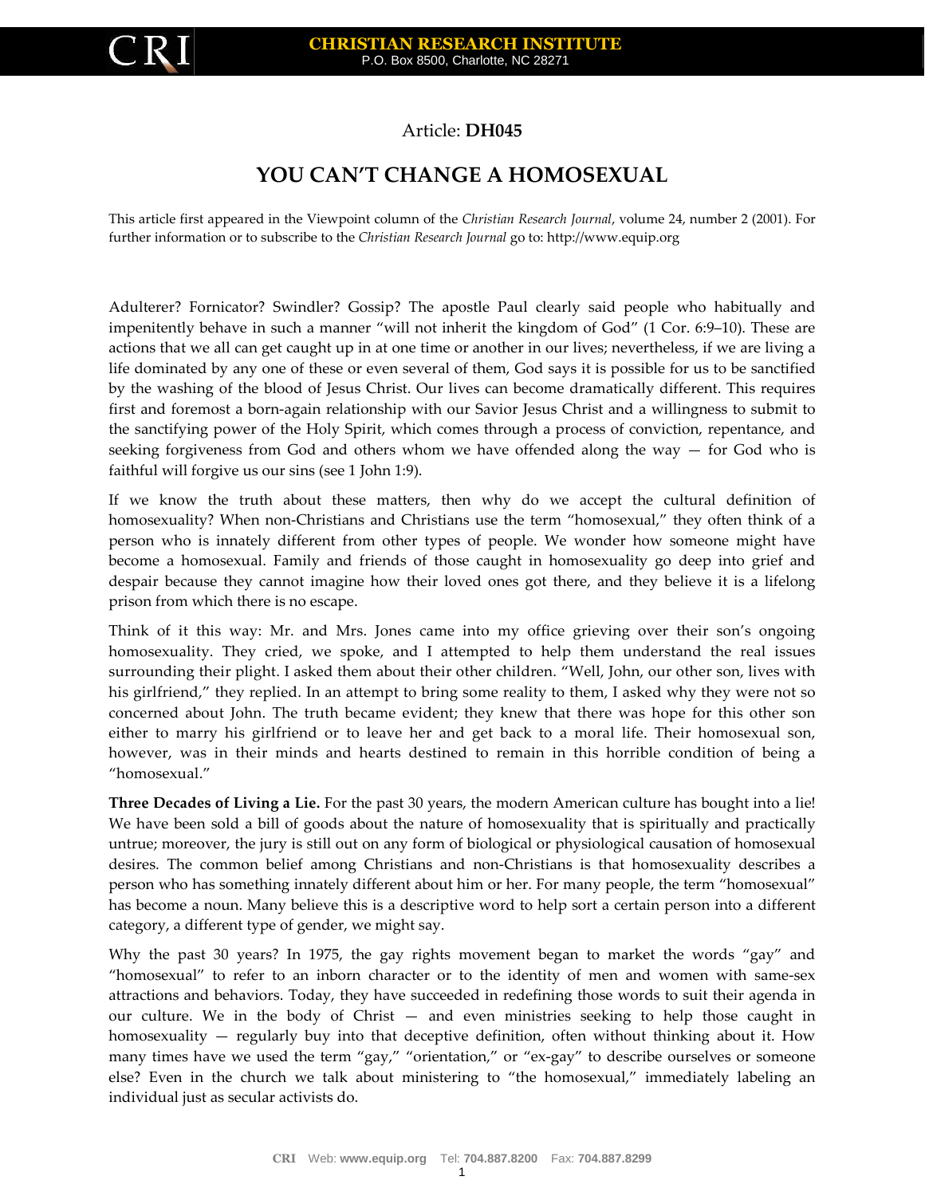Article: **DH045**

# YOU CAN'T CHANGE A HOMOSEXUAL

This article first appeared in the Viewpoint column of the *Christian Research Journal*, volume 24, number 2 (2001). For further information or to subscribe to the *Christian Research Journal* go to: http://www.equip.org

Adulterer? Fornicator? Swindler? Gossip? The apostle Paul clearly said people who habitually and impenitently behave in such a manner "will not inherit the kingdom of God" (1 Cor. 6:9–10). These are actions that we all can get caught up in at one time or another in our lives; nevertheless, if we are living a life dominated by any one of these or even several of them, God says it is possible for us to be sanctified by the washing of the blood of Jesus Christ. Our lives can become dramatically different. This requires first and foremost a born-again relationship with our Savior Jesus Christ and a willingness to submit to the sanctifying power of the Holy Spirit, which comes through a process of conviction, repentance, and seeking forgiveness from God and others whom we have offended along the way — for God who is faithful will forgive us our sins (see 1 John 1:9).

If we know the truth about these matters, then why do we accept the cultural definition of homosexuality? When non-Christians and Christians use the term "homosexual," they often think of a person who is innately different from other types of people. We wonder how someone might have become a homosexual. Family and friends of those caught in homosexuality go deep into grief and despair because they cannot imagine how their loved ones got there, and they believe it is a lifelong prison from which there is no escape.

Think of it this way: Mr. and Mrs. Jones came into my office grieving over their son's ongoing homosexuality. They cried, we spoke, and I attempted to help them understand the real issues surrounding their plight. I asked them about their other children. "Well, John, our other son, lives with his girlfriend," they replied. In an attempt to bring some reality to them, I asked why they were not so concerned about John. The truth became evident; they knew that there was hope for this other son either to marry his girlfriend or to leave her and get back to a moral life. Their homosexual son, however, was in their minds and hearts destined to remain in this horrible condition of being a "homosexual."

**Three Decades of Living a Lie.** For the past 30 years, the modern American culture has bought into a lie! We have been sold a bill of goods about the nature of homosexuality that is spiritually and practically untrue; moreover, the jury is still out on any form of biological or physiological causation of homosexual desires. The common belief among Christians and non-Christians is that homosexuality describes a person who has something innately different about him or her. For many people, the term "homosexual" has become a noun. Many believe this is a descriptive word to help sort a certain person into a different category, a different type of gender, we might say.

Why the past 30 years? In 1975, the gay rights movement began to market the words "gay" and "homosexual" to refer to an inborn character or to the identity of men and women with same-sex attractions and behaviors. Today, they have succeeded in redefining those words to suit their agenda in our culture. We in the body of Christ — and even ministries seeking to help those caught in homosexuality — regularly buy into that deceptive definition, often without thinking about it. How many times have we used the term "gay," "orientation," or "ex-gay" to describe ourselves or someone else? Even in the church we talk about ministering to "the homosexual," immediately labeling an individual just as secular activists do.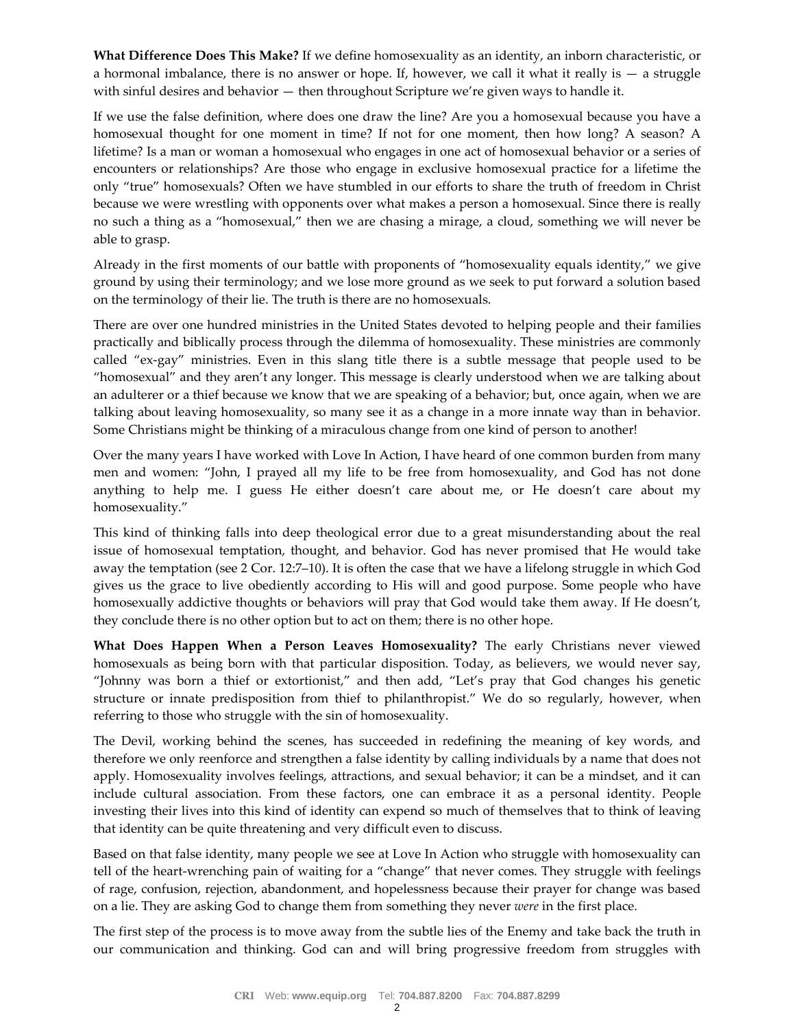**What Difference Does This Make?** If we define homosexuality as an identity, an inborn characteristic, or a hormonal imbalance, there is no answer or hope. If, however, we call it what it really is — a struggle with sinful desires and behavior — then throughout Scripture we're given ways to handle it.

If we use the false definition, where does one draw the line? Are you a homosexual because you have a homosexual thought for one moment in time? If not for one moment, then how long? A season? A lifetime? Is a man or woman a homosexual who engages in one act of homosexual behavior or a series of encounters or relationships? Are those who engage in exclusive homosexual practice for a lifetime the only "true" homosexuals? Often we have stumbled in our efforts to share the truth of freedom in Christ because we were wrestling with opponents over what makes a person a homosexual. Since there is really no such a thing as a "homosexual," then we are chasing a mirage, a cloud, something we will never be able to grasp.

Already in the first moments of our battle with proponents of "homosexuality equals identity," we give ground by using their terminology; and we lose more ground as we seek to put forward a solution based on the terminology of their lie. The truth is there are no homosexuals.

There are over one hundred ministries in the United States devoted to helping people and their families practically and biblically process through the dilemma of homosexuality. These ministries are commonly called "ex-gay" ministries. Even in this slang title there is a subtle message that people used to be "homosexual" and they aren't any longer. This message is clearly understood when we are talking about an adulterer or a thief because we know that we are speaking of a behavior; but, once again, when we are talking about leaving homosexuality, so many see it as a change in a more innate way than in behavior. Some Christians might be thinking of a miraculous change from one kind of person to another!

Over the many years I have worked with Love In Action, I have heard of one common burden from many men and women: "John, I prayed all my life to be free from homosexuality, and God has not done anything to help me. I guess He either doesn't care about me, or He doesn't care about my homosexuality."

This kind of thinking falls into deep theological error due to a great misunderstanding about the real issue of homosexual temptation, thought, and behavior. God has never promised that He would take away the temptation (see 2 Cor. 12:7–10). It is often the case that we have a lifelong struggle in which God gives us the grace to live obediently according to His will and good purpose. Some people who have homosexually addictive thoughts or behaviors will pray that God would take them away. If He doesn't, they conclude there is no other option but to act on them; there is no other hope.

**What Does Happen When a Person Leaves Homosexuality?** The early Christians never viewed homosexuals as being born with that particular disposition. Today, as believers, we would never say, "Johnny was born a thief or extortionist," and then add, "Let's pray that God changes his genetic structure or innate predisposition from thief to philanthropist." We do so regularly, however, when referring to those who struggle with the sin of homosexuality.

The Devil, working behind the scenes, has succeeded in redefining the meaning of key words, and therefore we only reenforce and strengthen a false identity by calling individuals by a name that does not apply. Homosexuality involves feelings, attractions, and sexual behavior; it can be a mindset, and it can include cultural association. From these factors, one can embrace it as a personal identity. People investing their lives into this kind of identity can expend so much of themselves that to think of leaving that identity can be quite threatening and very difficult even to discuss.

Based on that false identity, many people we see at Love In Action who struggle with homosexuality can tell of the heart-wrenching pain of waiting for a "change" that never comes. They struggle with feelings of rage, confusion, rejection, abandonment, and hopelessness because their prayer for change was based on a lie. They are asking God to change them from something they never *were* in the first place.

The first step of the process is to move away from the subtle lies of the Enemy and take back the truth in our communication and thinking. God can and will bring progressive freedom from struggles with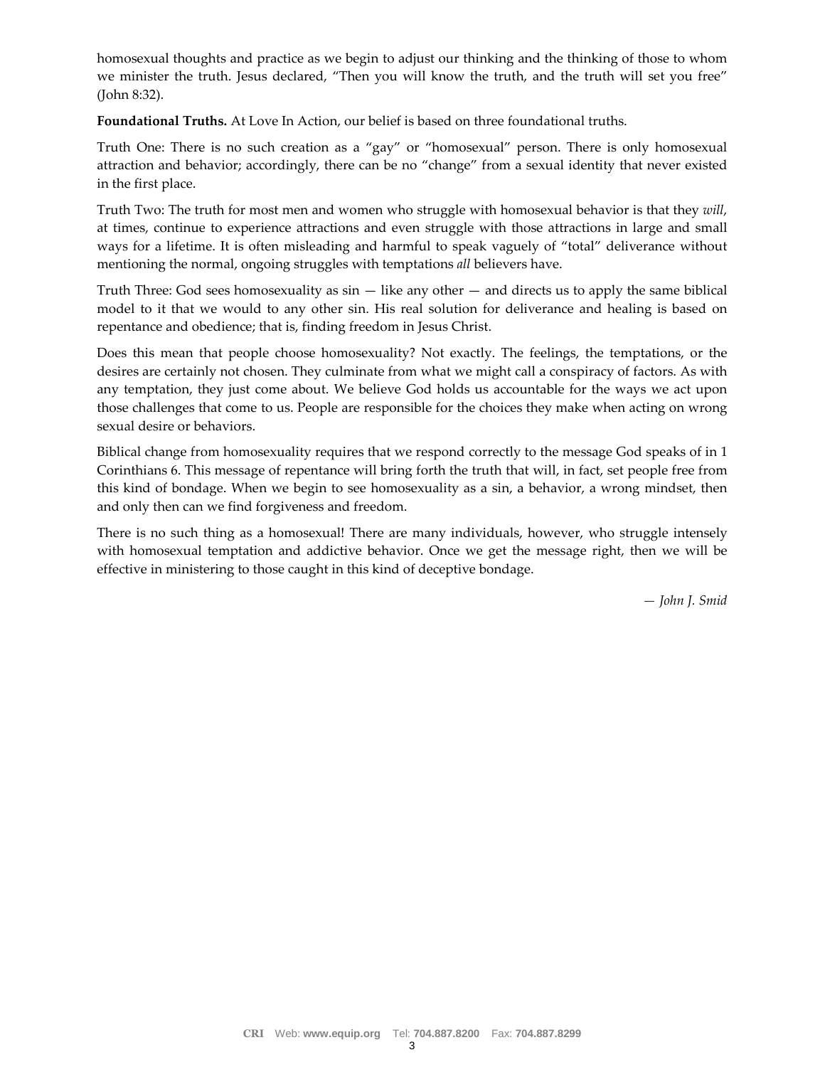homosexual thoughts and practice as we begin to adjust our thinking and the thinking of those to whom we minister the truth. Jesus declared, "Then you will know the truth, and the truth will set you free" (John 8:32).

**Foundational Truths.** At Love In Action, our belief is based on three foundational truths.

Truth One: There is no such creation as a "gay" or "homosexual" person. There is only homosexual attraction and behavior; accordingly, there can be no "change" from a sexual identity that never existed in the first place.

Truth Two: The truth for most men and women who struggle with homosexual behavior is that they *will*, at times, continue to experience attractions and even struggle with those attractions in large and small ways for a lifetime. It is often misleading and harmful to speak vaguely of "total" deliverance without mentioning the normal, ongoing struggles with temptations *all* believers have.

Truth Three: God sees homosexuality as sin — like any other — and directs us to apply the same biblical model to it that we would to any other sin. His real solution for deliverance and healing is based on repentance and obedience; that is, finding freedom in Jesus Christ.

Does this mean that people choose homosexuality? Not exactly. The feelings, the temptations, or the desires are certainly not chosen. They culminate from what we might call a conspiracy of factors. As with any temptation, they just come about. We believe God holds us accountable for the ways we act upon those challenges that come to us. People are responsible for the choices they make when acting on wrong sexual desire or behaviors.

Biblical change from homosexuality requires that we respond correctly to the message God speaks of in 1 Corinthians 6. This message of repentance will bring forth the truth that will, in fact, set people free from this kind of bondage. When we begin to see homosexuality as a sin, a behavior, a wrong mindset, then and only then can we find forgiveness and freedom.

There is no such thing as a homosexual! There are many individuals, however, who struggle intensely with homosexual temptation and addictive behavior. Once we get the message right, then we will be effective in ministering to those caught in this kind of deceptive bondage.

*— John J. Smid*